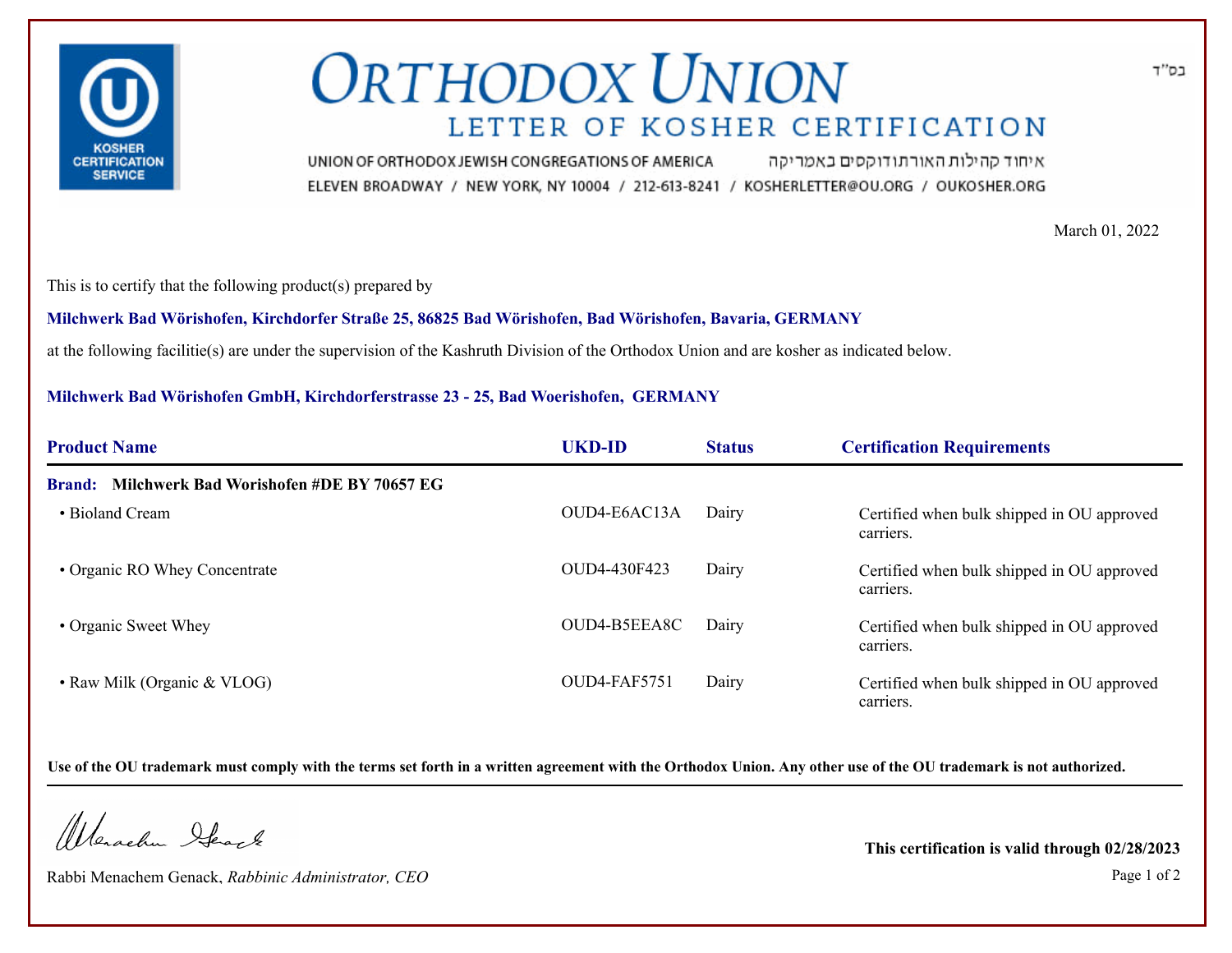בס"ד

# ORTHODOX UNION

## LETTER OF KOSHER CERTIFICATION

UNION OF ORTHODOX JEWISH CONGREGATIONS OF AMERICA איחוד קהילות האורתודוקסים באמריקה

ELEVEN BROADWAY / NEW YORK, NY 10004 / 212-613-8241 / KOSHERLETTER@OU.ORG / OUKOSHER.ORG

March 01, 2022

This is to certify that the following product(s) prepared by

**Milchwerk Bad Wörishofen, Kirchdorfer Straße 25, 86825 Bad Wörishofen, Bad Wörishofen, Bavaria, GERMANY**

at the following facilitie(s) are under the supervision of the Kashruth Division of the Orthodox Union and are kosher as indicated below.

**Milchwerk Bad Wörishofen GmbH, Kirchdorferstrasse 23 - 25, Bad Woerishofen, GERMANY**

| Product Name | UKD-ID | Status | Certification Requirements |
|---|---|---|---|
| **Brand: Milchwerk Bad Worishofen #DE BY 70657 EG** | | | |
| • Bioland Cream | OUD4-E6AC13A | Dairy | Certified when bulk shipped in OU approved carriers. |
| • Organic RO Whey Concentrate | OUD4-430F423 | Dairy | Certified when bulk shipped in OU approved carriers. |
| • Organic Sweet Whey | OUD4-B5EEA8C | Dairy | Certified when bulk shipped in OU approved carriers. |
| • Raw Milk (Organic & VLOG) | OUD4-FAF5751 | Dairy | Certified when bulk shipped in OU approved carriers. |

**Use of the OU trademark must comply with the terms set forth in a written agreement with the Orthodox Union. Any other use of the OU trademark is not authorized.**

Rabbi Menachem Genack, *Rabbinic Administrator, CEO*

**This certification is valid through 02/28/2023**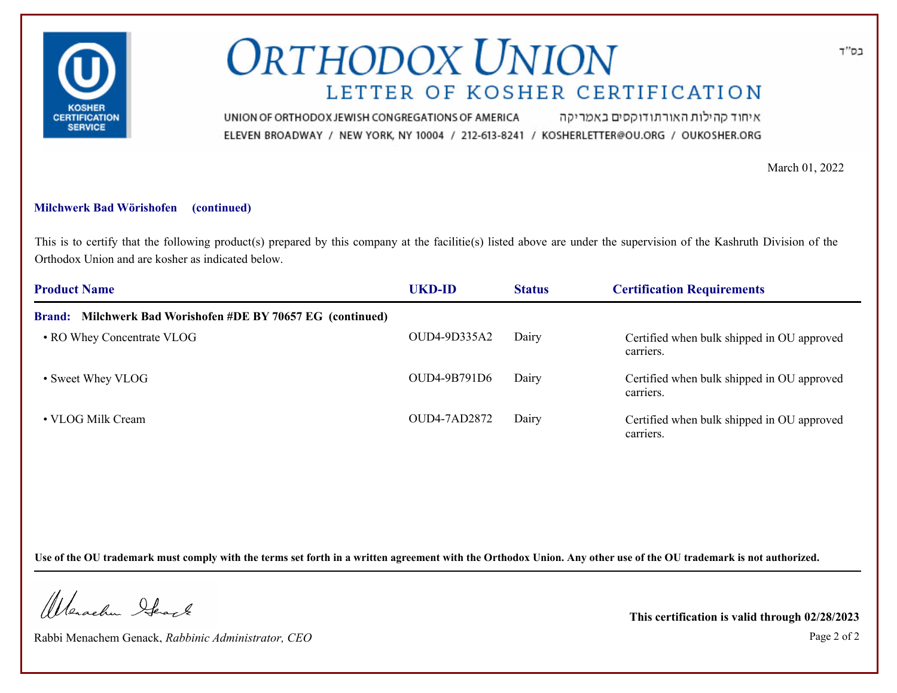בס"ד

# Orthodox Union

## Letter of Kosher Certification

UNION OF ORTHODOX JEWISH CONGREGATIONS OF AMERICA איחוד קהילות האורתודוקסים באמריקה

ELEVEN BROADWAY / NEW YORK, NY 10004 / 212-613-8241 / KOSHERLETTER@OU.ORG / OUKOSHER.ORG

March 01, 2022

**Milchwerk Bad Wörishofen (continued)**

This is to certify that the following product(s) prepared by this company at the facilitie(s) listed above are under the supervision of the Kashruth Division of the Orthodox Union and are kosher as indicated below.

| Product Name | UKD-ID | Status | Certification Requirements |
|---|---|---|---|
| **Brand: Milchwerk Bad Worishofen #DE BY 70657 EG (continued)** | | | |
| • RO Whey Concentrate VLOG | OUD4-9D335A2 | Dairy | Certified when bulk shipped in OU approved carriers. |
| • Sweet Whey VLOG | OUD4-9B791D6 | Dairy | Certified when bulk shipped in OU approved carriers. |
| • VLOG Milk Cream | OUD4-7AD2872 | Dairy | Certified when bulk shipped in OU approved carriers. |

**Use of the OU trademark must comply with the terms set forth in a written agreement with the Orthodox Union. Any other use of the OU trademark is not authorized.**

Rabbi Menachem Genack, *Rabbinic Administrator, CEO*

**This certification is valid through 02/28/2023**